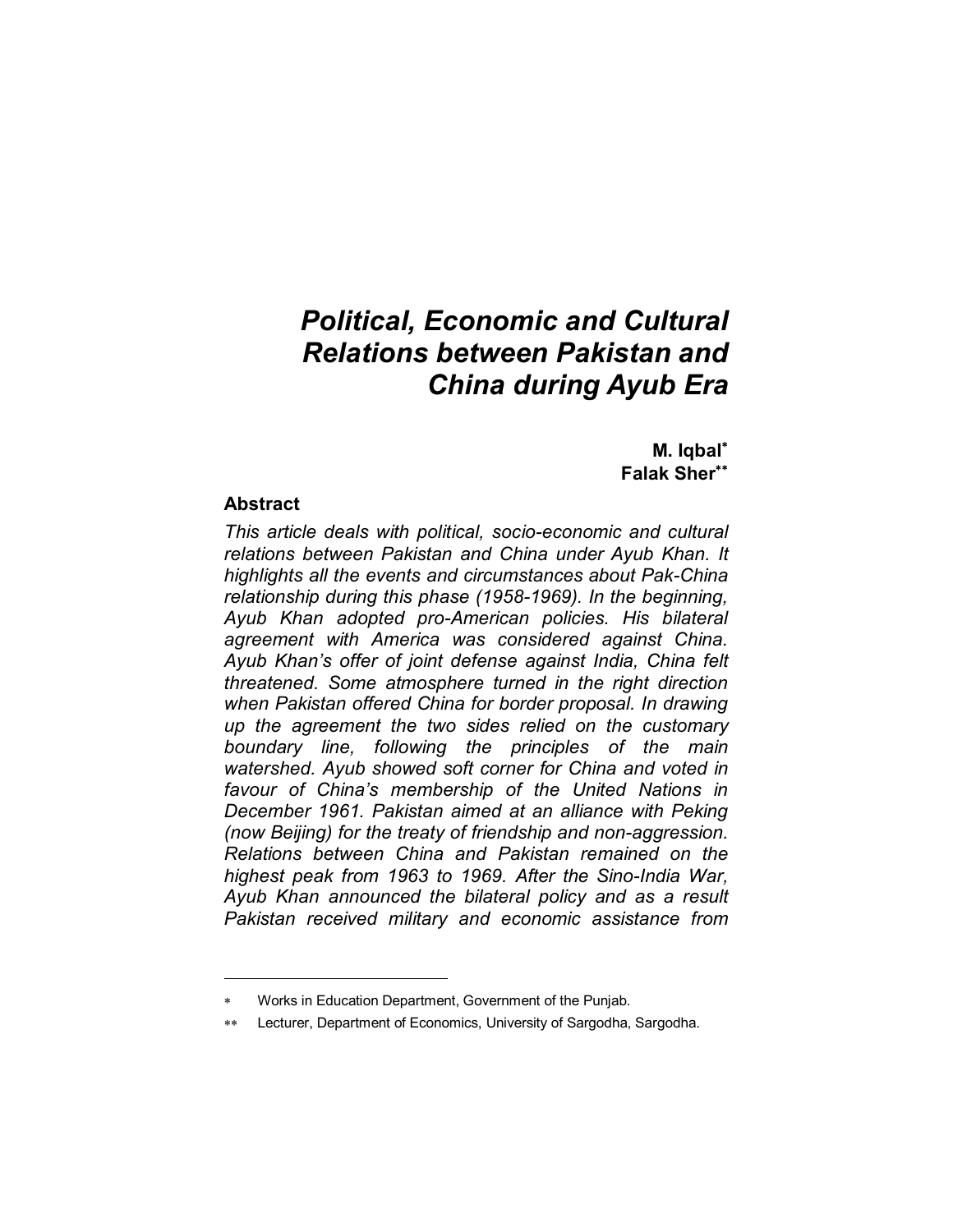# *Political, Economic and Cultural Relations between Pakistan and China during Ayub Era*

**M. Iqbal**[*]
**Falak Sher**[**]

## Abstract

*This article deals with political, socio-economic and cultural relations between Pakistan and China under Ayub Khan. It highlights all the events and circumstances about Pak-China relationship during this phase (1958-1969). In the beginning, Ayub Khan adopted pro-American policies. His bilateral agreement with America was considered against China. Ayub Khan's offer of joint defense against India, China felt threatened. Some atmosphere turned in the right direction when Pakistan offered China for border proposal. In drawing up the agreement the two sides relied on the customary boundary line, following the principles of the main watershed. Ayub showed soft corner for China and voted in favour of China's membership of the United Nations in December 1961. Pakistan aimed at an alliance with Peking (now Beijing) for the treaty of friendship and non-aggression. Relations between China and Pakistan remained on the highest peak from 1963 to 1969. After the Sino-India War, Ayub Khan announced the bilateral policy and as a result Pakistan received military and economic assistance from*

---

[*] Works in Education Department, Government of the Punjab.

[**] Lecturer, Department of Economics, University of Sargodha, Sargodha.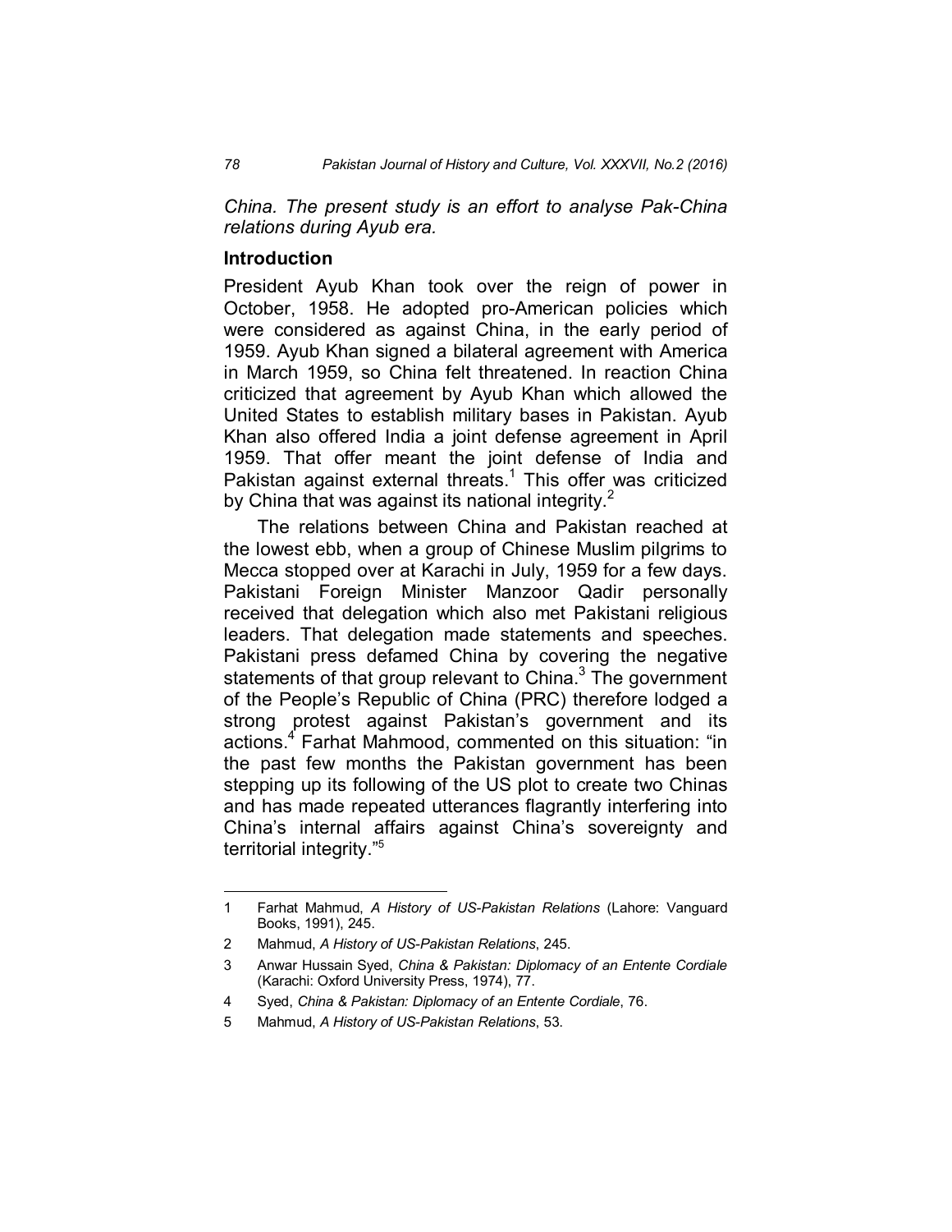*China. The present study is an effort to analyse Pak-China relations during Ayub era.*

## Introduction

President Ayub Khan took over the reign of power in October, 1958. He adopted pro-American policies which were considered as against China, in the early period of 1959. Ayub Khan signed a bilateral agreement with America in March 1959, so China felt threatened. In reaction China criticized that agreement by Ayub Khan which allowed the United States to establish military bases in Pakistan. Ayub Khan also offered India a joint defense agreement in April 1959. That offer meant the joint defense of India and Pakistan against external threats.[1] This offer was criticized by China that was against its national integrity.[2]

The relations between China and Pakistan reached at the lowest ebb, when a group of Chinese Muslim pilgrims to Mecca stopped over at Karachi in July, 1959 for a few days. Pakistani Foreign Minister Manzoor Qadir personally received that delegation which also met Pakistani religious leaders. That delegation made statements and speeches. Pakistani press defamed China by covering the negative statements of that group relevant to China.[3] The government of the People's Republic of China (PRC) therefore lodged a strong protest against Pakistan's government and its actions.[4] Farhat Mahmood, commented on this situation: "in the past few months the Pakistan government has been stepping up its following of the US plot to create two Chinas and has made repeated utterances flagrantly interfering into China's internal affairs against China's sovereignty and territorial integrity."[5]

---

1 Farhat Mahmud, *A History of US-Pakistan Relations* (Lahore: Vanguard Books, 1991), 245.

2 Mahmud, *A History of US-Pakistan Relations*, 245.

3 Anwar Hussain Syed, *China & Pakistan: Diplomacy of an Entente Cordiale* (Karachi: Oxford University Press, 1974), 77.

4 Syed, *China & Pakistan: Diplomacy of an Entente Cordiale*, 76.

5 Mahmud, *A History of US-Pakistan Relations*, 53.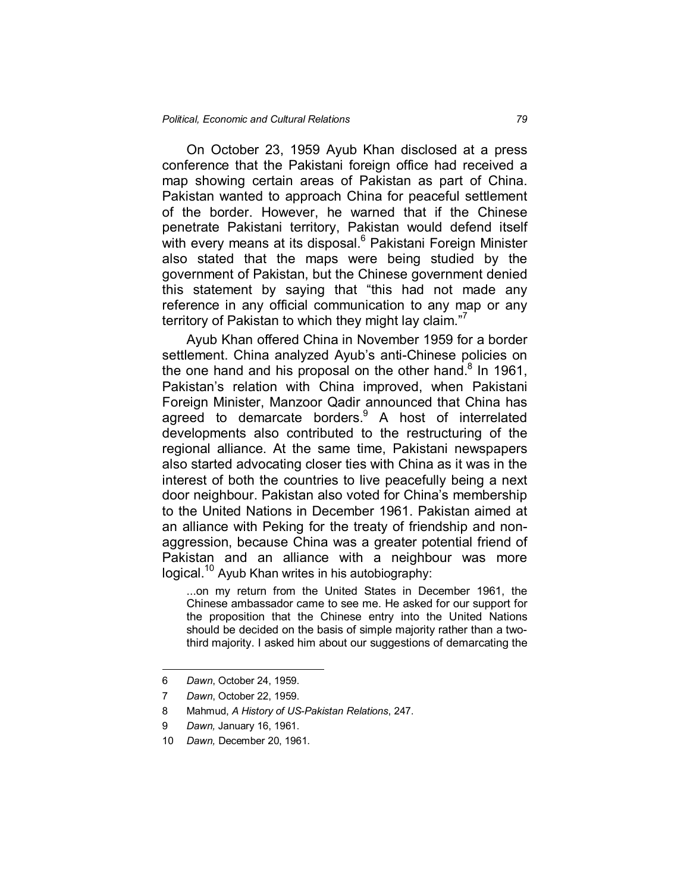On October 23, 1959 Ayub Khan disclosed at a press conference that the Pakistani foreign office had received a map showing certain areas of Pakistan as part of China. Pakistan wanted to approach China for peaceful settlement of the border. However, he warned that if the Chinese penetrate Pakistani territory, Pakistan would defend itself with every means at its disposal.[6] Pakistani Foreign Minister also stated that the maps were being studied by the government of Pakistan, but the Chinese government denied this statement by saying that "this had not made any reference in any official communication to any map or any territory of Pakistan to which they might lay claim."[7]

Ayub Khan offered China in November 1959 for a border settlement. China analyzed Ayub's anti-Chinese policies on the one hand and his proposal on the other hand.[8] In 1961, Pakistan's relation with China improved, when Pakistani Foreign Minister, Manzoor Qadir announced that China has agreed to demarcate borders.[9] A host of interrelated developments also contributed to the restructuring of the regional alliance. At the same time, Pakistani newspapers also started advocating closer ties with China as it was in the interest of both the countries to live peacefully being a next door neighbour. Pakistan also voted for China's membership to the United Nations in December 1961. Pakistan aimed at an alliance with Peking for the treaty of friendship and non-aggression, because China was a greater potential friend of Pakistan and an alliance with a neighbour was more logical.[10] Ayub Khan writes in his autobiography:

> ...on my return from the United States in December 1961, the Chinese ambassador came to see me. He asked for our support for the proposition that the Chinese entry into the United Nations should be decided on the basis of simple majority rather than a two-third majority. I asked him about our suggestions of demarcating the

---

6 *Dawn*, October 24, 1959.

7 *Dawn*, October 22, 1959.

8 Mahmud, *A History of US-Pakistan Relations*, 247.

9 *Dawn,* January 16, 1961.

10 *Dawn,* December 20, 1961.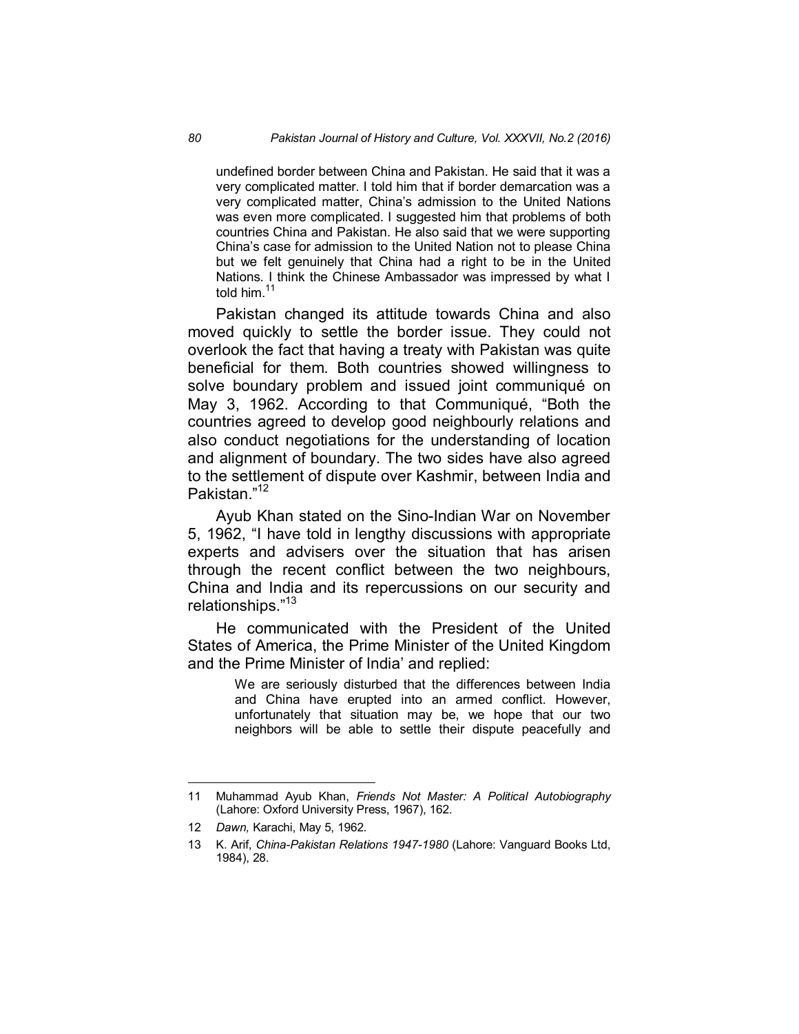> undefined border between China and Pakistan. He said that it was a very complicated matter. I told him that if border demarcation was a very complicated matter, China's admission to the United Nations was even more complicated. I suggested him that problems of both countries China and Pakistan. He also said that we were supporting China's case for admission to the United Nation not to please China but we felt genuinely that China had a right to be in the United Nations. I think the Chinese Ambassador was impressed by what I told him.[11]

Pakistan changed its attitude towards China and also moved quickly to settle the border issue. They could not overlook the fact that having a treaty with Pakistan was quite beneficial for them. Both countries showed willingness to solve boundary problem and issued joint communiqué on May 3, 1962. According to that Communiqué, "Both the countries agreed to develop good neighbourly relations and also conduct negotiations for the understanding of location and alignment of boundary. The two sides have also agreed to the settlement of dispute over Kashmir, between India and Pakistan."[12]

Ayub Khan stated on the Sino-Indian War on November 5, 1962, "I have told in lengthy discussions with appropriate experts and advisers over the situation that has arisen through the recent conflict between the two neighbours, China and India and its repercussions on our security and relationships."[13]

He communicated with the President of the United States of America, the Prime Minister of the United Kingdom and the Prime Minister of India' and replied:

> We are seriously disturbed that the differences between India and China have erupted into an armed conflict. However, unfortunately that situation may be, we hope that our two neighbors will be able to settle their dispute peacefully and

---

11 Muhammad Ayub Khan, *Friends Not Master: A Political Autobiography* (Lahore: Oxford University Press, 1967), 162.

12 *Dawn,* Karachi, May 5, 1962.

13 K. Arif, *China-Pakistan Relations 1947-1980* (Lahore: Vanguard Books Ltd, 1984), 28.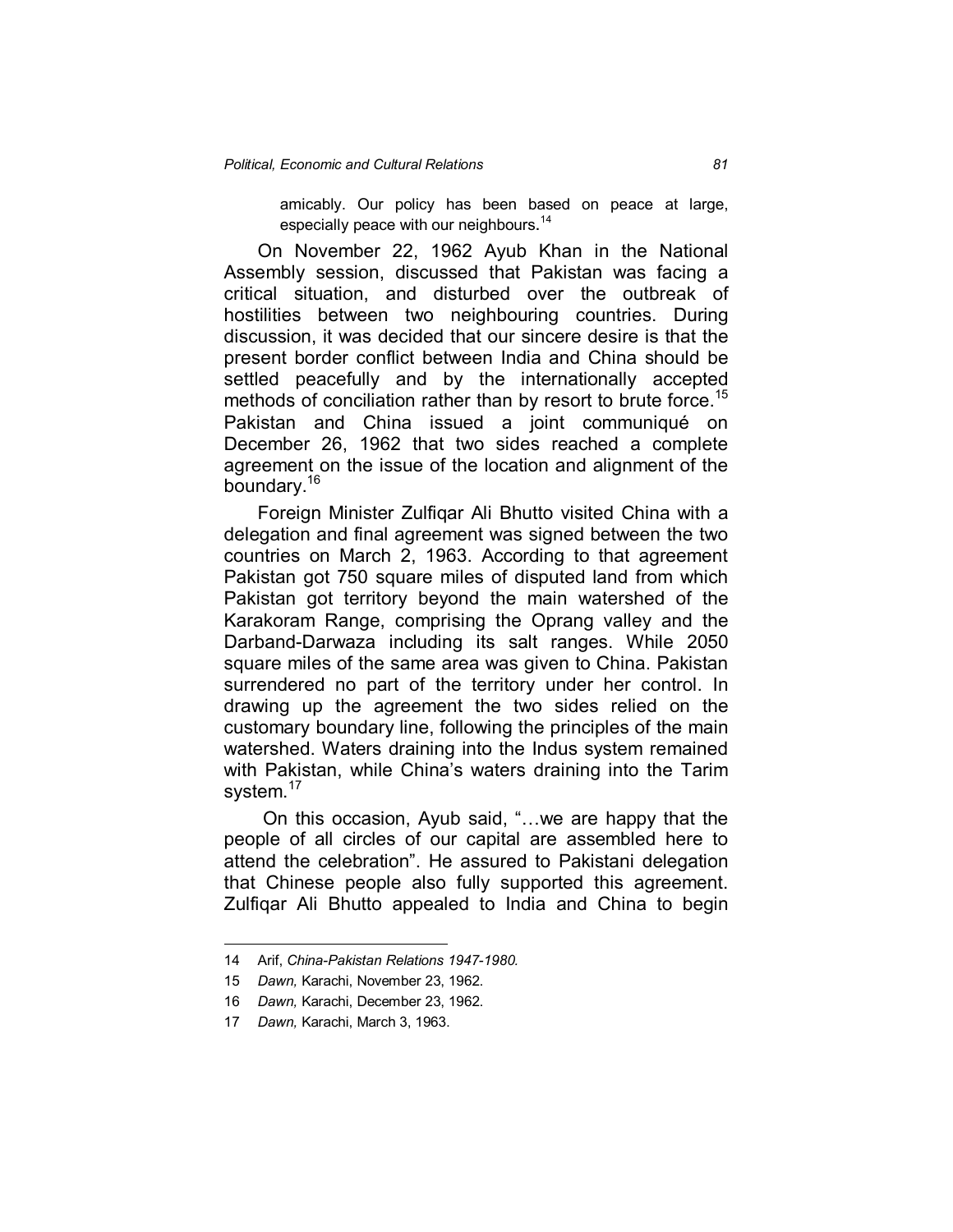> amicably. Our policy has been based on peace at large, especially peace with our neighbours.[14]

On November 22, 1962 Ayub Khan in the National Assembly session, discussed that Pakistan was facing a critical situation, and disturbed over the outbreak of hostilities between two neighbouring countries. During discussion, it was decided that our sincere desire is that the present border conflict between India and China should be settled peacefully and by the internationally accepted methods of conciliation rather than by resort to brute force.[15] Pakistan and China issued a joint communiqué on December 26, 1962 that two sides reached a complete agreement on the issue of the location and alignment of the boundary.[16]

Foreign Minister Zulfiqar Ali Bhutto visited China with a delegation and final agreement was signed between the two countries on March 2, 1963. According to that agreement Pakistan got 750 square miles of disputed land from which Pakistan got territory beyond the main watershed of the Karakoram Range, comprising the Oprang valley and the Darband-Darwaza including its salt ranges. While 2050 square miles of the same area was given to China. Pakistan surrendered no part of the territory under her control. In drawing up the agreement the two sides relied on the customary boundary line, following the principles of the main watershed. Waters draining into the Indus system remained with Pakistan, while China's waters draining into the Tarim system.[17]

On this occasion, Ayub said, "…we are happy that the people of all circles of our capital are assembled here to attend the celebration". He assured to Pakistani delegation that Chinese people also fully supported this agreement. Zulfiqar Ali Bhutto appealed to India and China to begin

---

14 Arif, *China-Pakistan Relations 1947-1980.*

15 *Dawn,* Karachi, November 23, 1962.

16 *Dawn,* Karachi, December 23, 1962.

17 *Dawn,* Karachi, March 3, 1963.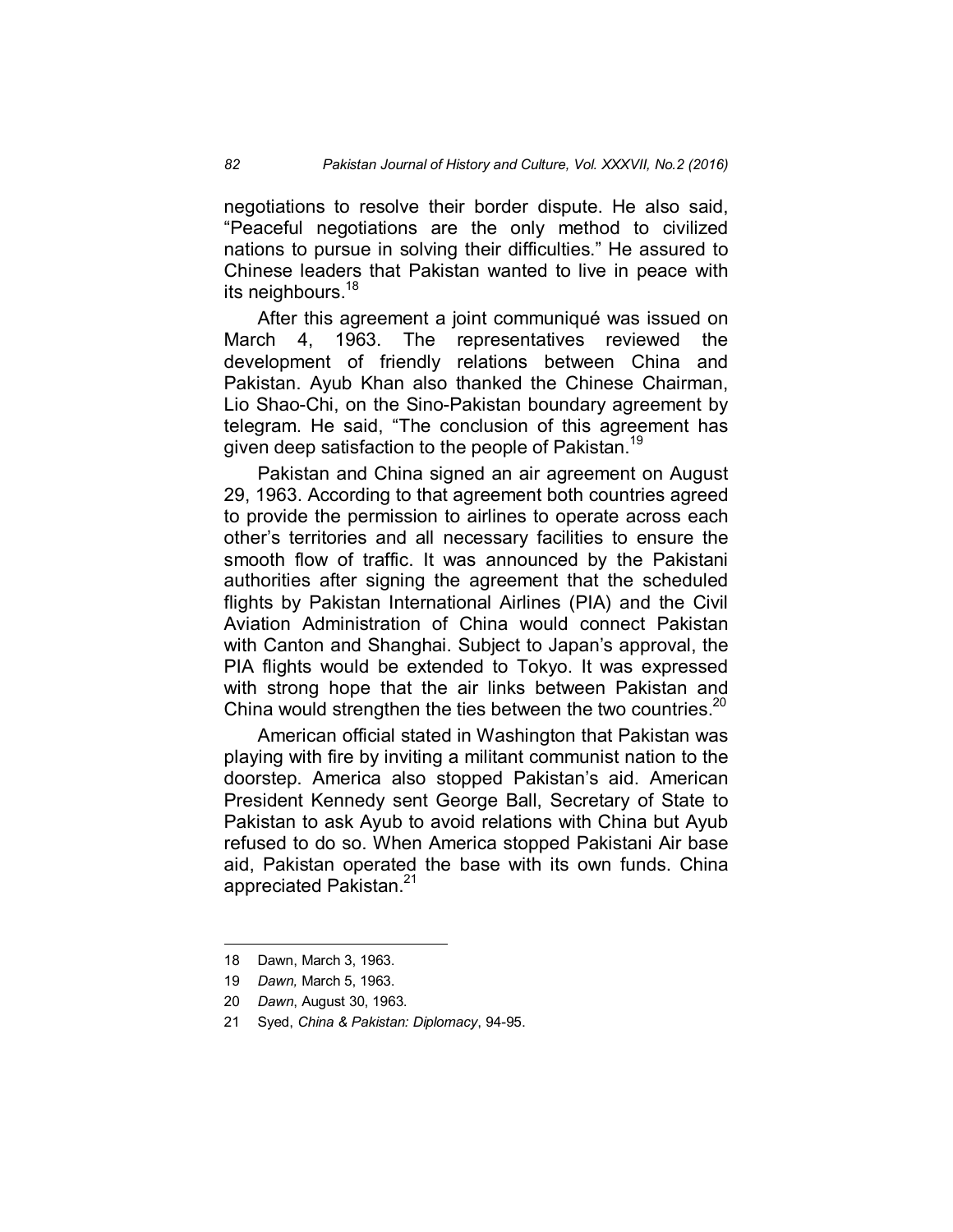negotiations to resolve their border dispute. He also said, "Peaceful negotiations are the only method to civilized nations to pursue in solving their difficulties." He assured to Chinese leaders that Pakistan wanted to live in peace with its neighbours.[18]

After this agreement a joint communiqué was issued on March 4, 1963. The representatives reviewed the development of friendly relations between China and Pakistan. Ayub Khan also thanked the Chinese Chairman, Lio Shao-Chi, on the Sino-Pakistan boundary agreement by telegram. He said, "The conclusion of this agreement has given deep satisfaction to the people of Pakistan.[19]

Pakistan and China signed an air agreement on August 29, 1963. According to that agreement both countries agreed to provide the permission to airlines to operate across each other's territories and all necessary facilities to ensure the smooth flow of traffic. It was announced by the Pakistani authorities after signing the agreement that the scheduled flights by Pakistan International Airlines (PIA) and the Civil Aviation Administration of China would connect Pakistan with Canton and Shanghai. Subject to Japan's approval, the PIA flights would be extended to Tokyo. It was expressed with strong hope that the air links between Pakistan and China would strengthen the ties between the two countries.[20]

American official stated in Washington that Pakistan was playing with fire by inviting a militant communist nation to the doorstep. America also stopped Pakistan's aid. American President Kennedy sent George Ball, Secretary of State to Pakistan to ask Ayub to avoid relations with China but Ayub refused to do so. When America stopped Pakistani Air base aid, Pakistan operated the base with its own funds. China appreciated Pakistan.[21]

---

18 Dawn, March 3, 1963.

19 *Dawn,* March 5, 1963.

20 *Dawn*, August 30, 1963.

21 Syed, *China & Pakistan: Diplomacy*, 94-95.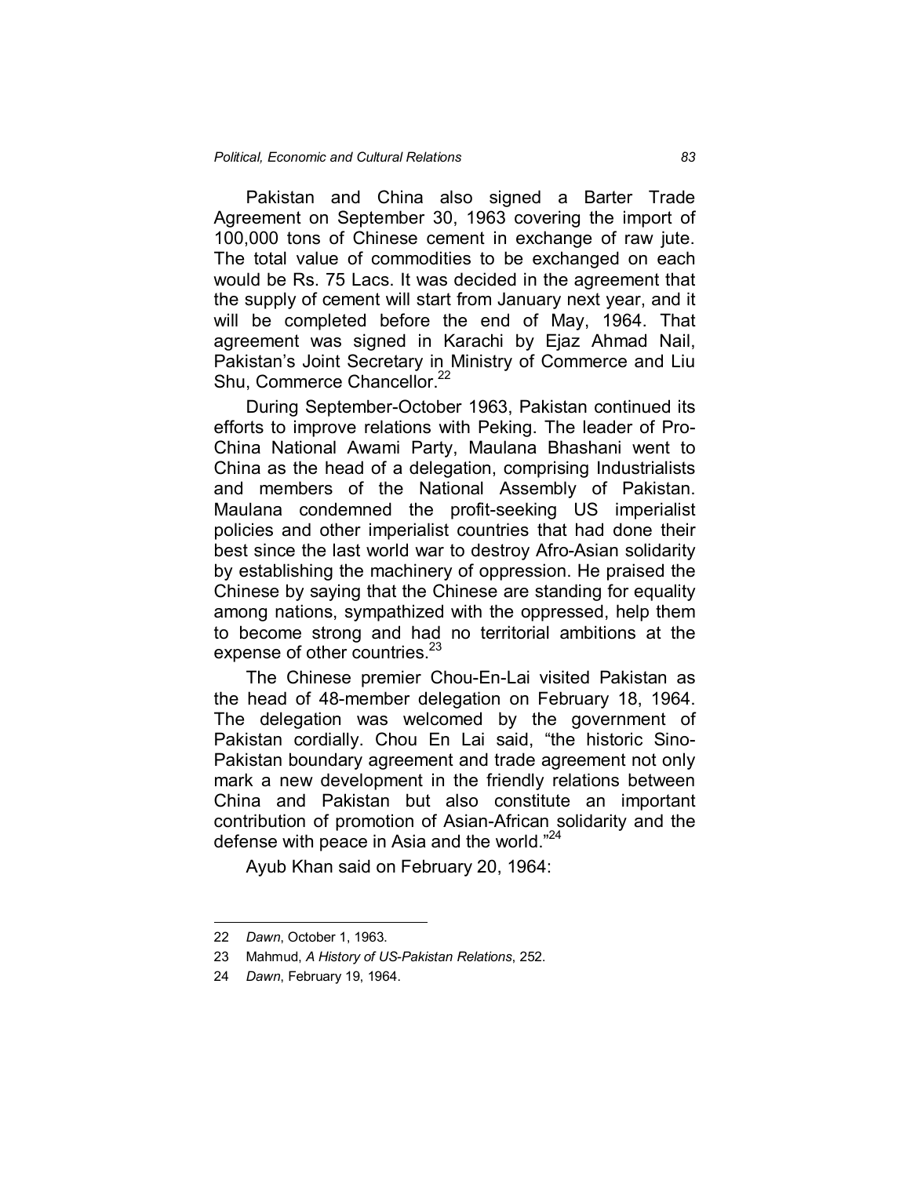Pakistan and China also signed a Barter Trade Agreement on September 30, 1963 covering the import of 100,000 tons of Chinese cement in exchange of raw jute. The total value of commodities to be exchanged on each would be Rs. 75 Lacs. It was decided in the agreement that the supply of cement will start from January next year, and it will be completed before the end of May, 1964. That agreement was signed in Karachi by Ejaz Ahmad Nail, Pakistan's Joint Secretary in Ministry of Commerce and Liu Shu, Commerce Chancellor.[22]

During September-October 1963, Pakistan continued its efforts to improve relations with Peking. The leader of Pro-China National Awami Party, Maulana Bhashani went to China as the head of a delegation, comprising Industrialists and members of the National Assembly of Pakistan. Maulana condemned the profit-seeking US imperialist policies and other imperialist countries that had done their best since the last world war to destroy Afro-Asian solidarity by establishing the machinery of oppression. He praised the Chinese by saying that the Chinese are standing for equality among nations, sympathized with the oppressed, help them to become strong and had no territorial ambitions at the expense of other countries.[23]

The Chinese premier Chou-En-Lai visited Pakistan as the head of 48-member delegation on February 18, 1964. The delegation was welcomed by the government of Pakistan cordially. Chou En Lai said, "the historic Sino-Pakistan boundary agreement and trade agreement not only mark a new development in the friendly relations between China and Pakistan but also constitute an important contribution of promotion of Asian-African solidarity and the defense with peace in Asia and the world."[24]

Ayub Khan said on February 20, 1964:

---

22 *Dawn*, October 1, 1963.

23 Mahmud, *A History of US-Pakistan Relations*, 252.

24 *Dawn*, February 19, 1964.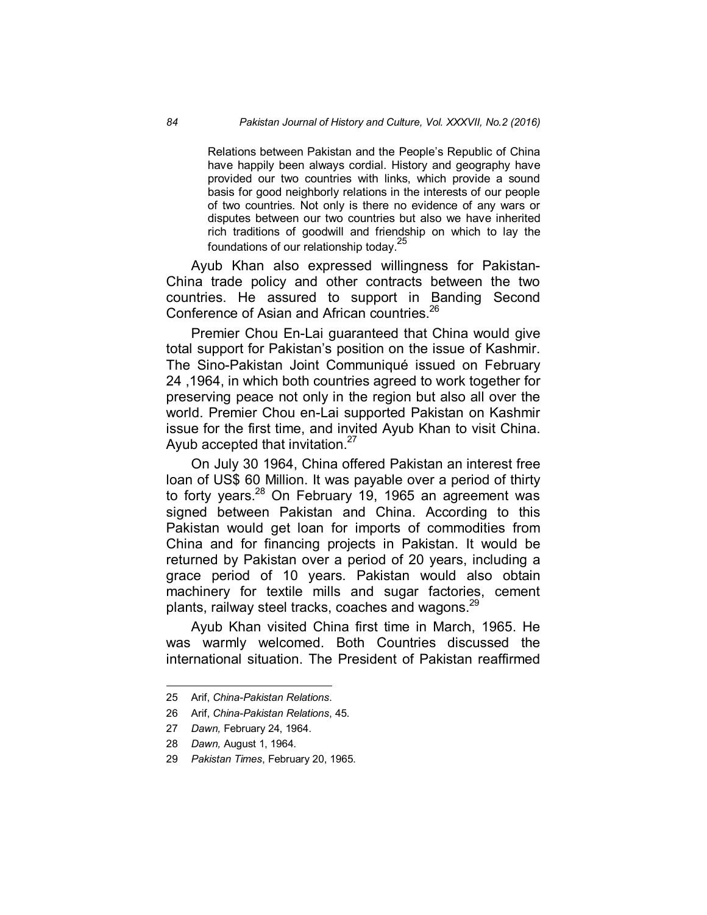> Relations between Pakistan and the People's Republic of China have happily been always cordial. History and geography have provided our two countries with links, which provide a sound basis for good neighborly relations in the interests of our people of two countries. Not only is there no evidence of any wars or disputes between our two countries but also we have inherited rich traditions of goodwill and friendship on which to lay the foundations of our relationship today.[25]

Ayub Khan also expressed willingness for Pakistan-China trade policy and other contracts between the two countries. He assured to support in Banding Second Conference of Asian and African countries.[26]

Premier Chou En-Lai guaranteed that China would give total support for Pakistan's position on the issue of Kashmir. The Sino-Pakistan Joint Communiqué issued on February 24 ,1964, in which both countries agreed to work together for preserving peace not only in the region but also all over the world. Premier Chou en-Lai supported Pakistan on Kashmir issue for the first time, and invited Ayub Khan to visit China. Ayub accepted that invitation.[27]

On July 30 1964, China offered Pakistan an interest free loan of US$ 60 Million. It was payable over a period of thirty to forty years.[28] On February 19, 1965 an agreement was signed between Pakistan and China. According to this Pakistan would get loan for imports of commodities from China and for financing projects in Pakistan. It would be returned by Pakistan over a period of 20 years, including a grace period of 10 years. Pakistan would also obtain machinery for textile mills and sugar factories, cement plants, railway steel tracks, coaches and wagons.[29]

Ayub Khan visited China first time in March, 1965. He was warmly welcomed. Both Countries discussed the international situation. The President of Pakistan reaffirmed

---

25 Arif, *China-Pakistan Relations*.

26 Arif, *China-Pakistan Relations*, 45.

27 *Dawn,* February 24, 1964.

28 *Dawn,* August 1, 1964.

29 *Pakistan Times*, February 20, 1965.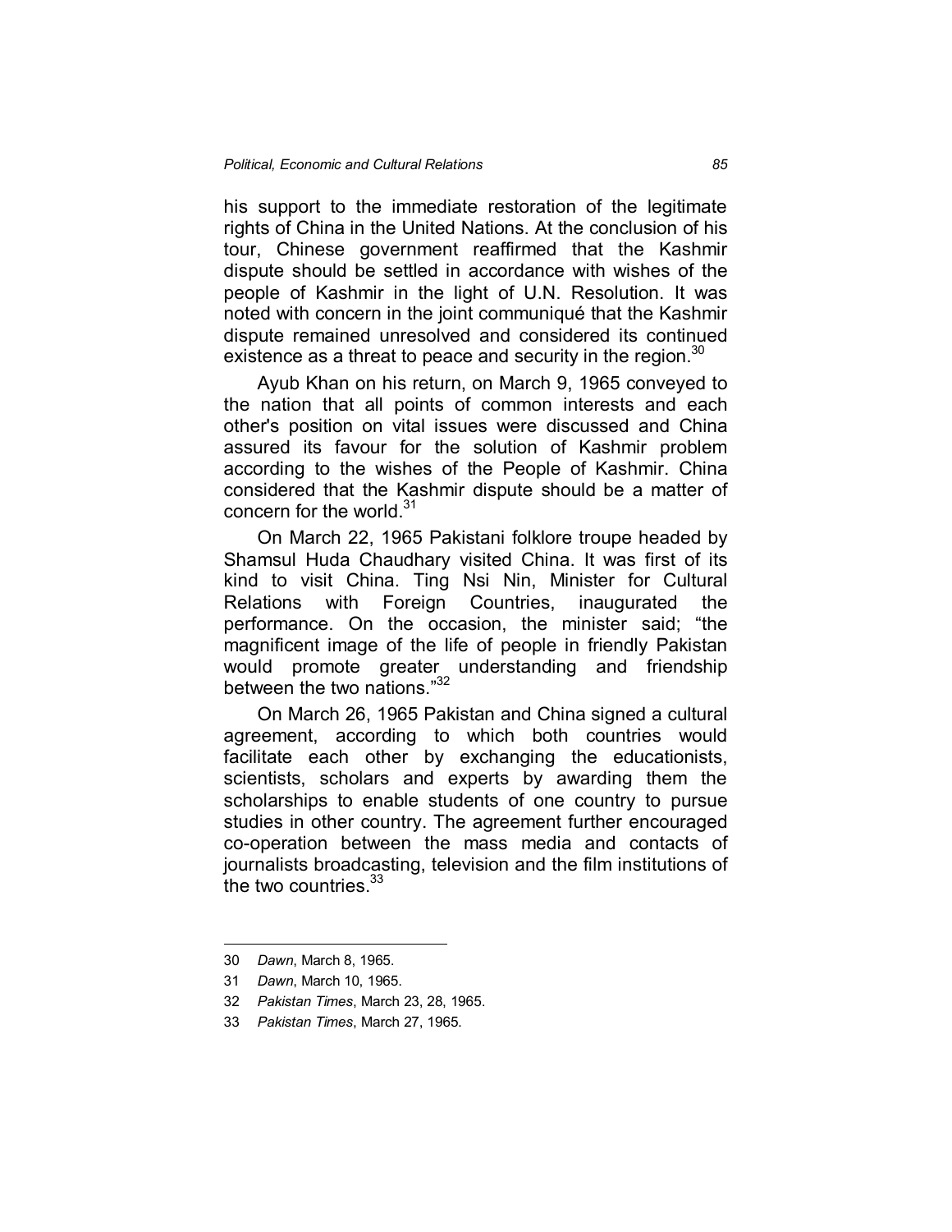his support to the immediate restoration of the legitimate rights of China in the United Nations. At the conclusion of his tour, Chinese government reaffirmed that the Kashmir dispute should be settled in accordance with wishes of the people of Kashmir in the light of U.N. Resolution. It was noted with concern in the joint communiqué that the Kashmir dispute remained unresolved and considered its continued existence as a threat to peace and security in the region.[30]

Ayub Khan on his return, on March 9, 1965 conveyed to the nation that all points of common interests and each other's position on vital issues were discussed and China assured its favour for the solution of Kashmir problem according to the wishes of the People of Kashmir. China considered that the Kashmir dispute should be a matter of concern for the world.[31]

On March 22, 1965 Pakistani folklore troupe headed by Shamsul Huda Chaudhary visited China. It was first of its kind to visit China. Ting Nsi Nin, Minister for Cultural Relations with Foreign Countries, inaugurated the performance. On the occasion, the minister said; "the magnificent image of the life of people in friendly Pakistan would promote greater understanding and friendship between the two nations."[32]

On March 26, 1965 Pakistan and China signed a cultural agreement, according to which both countries would facilitate each other by exchanging the educationists, scientists, scholars and experts by awarding them the scholarships to enable students of one country to pursue studies in other country. The agreement further encouraged co-operation between the mass media and contacts of journalists broadcasting, television and the film institutions of the two countries.[33]

---

30 *Dawn*, March 8, 1965.

31 *Dawn*, March 10, 1965.

32 *Pakistan Times*, March 23, 28, 1965.

33 *Pakistan Times*, March 27, 1965.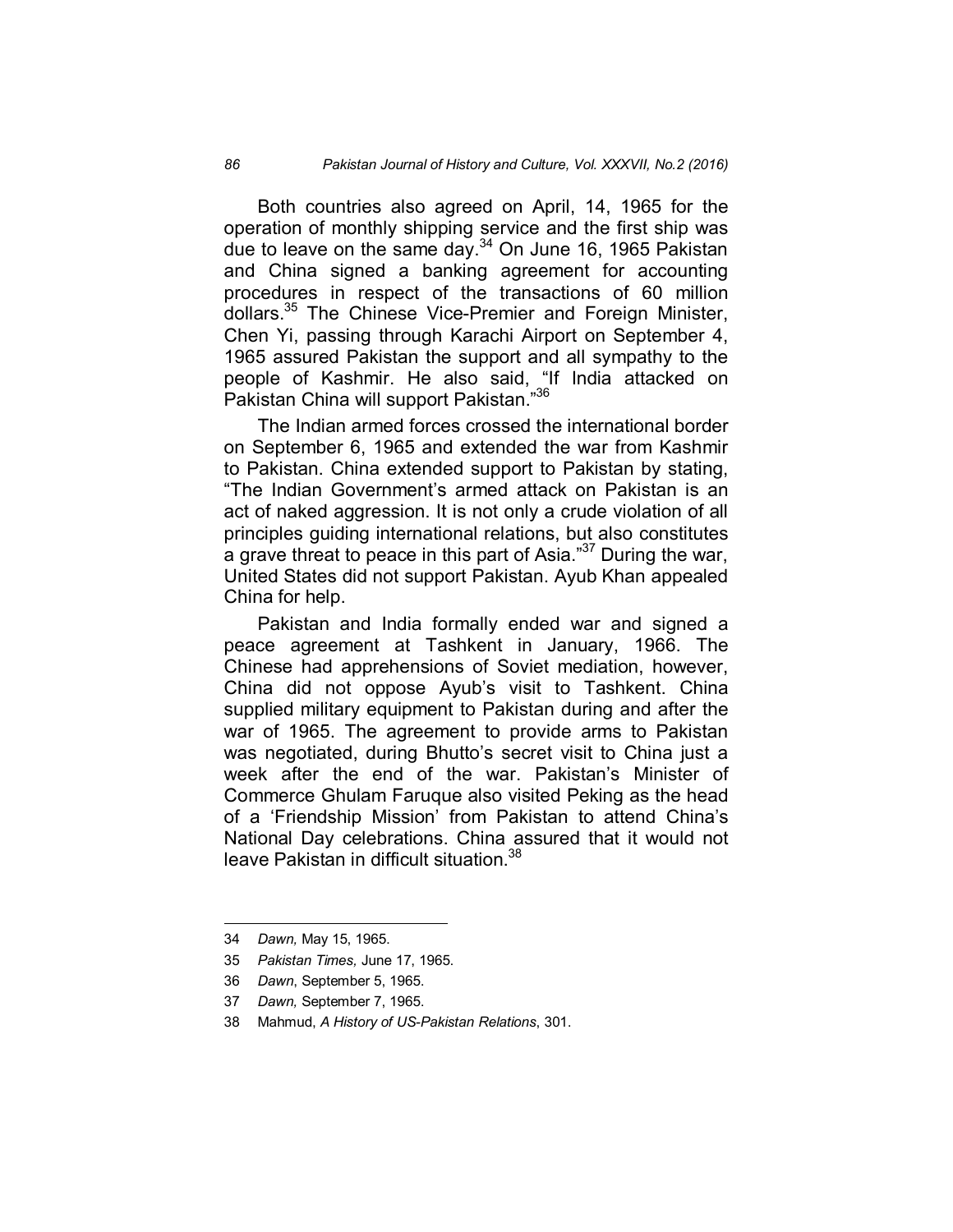Both countries also agreed on April, 14, 1965 for the operation of monthly shipping service and the first ship was due to leave on the same day.[34] On June 16, 1965 Pakistan and China signed a banking agreement for accounting procedures in respect of the transactions of 60 million dollars.[35] The Chinese Vice-Premier and Foreign Minister, Chen Yi, passing through Karachi Airport on September 4, 1965 assured Pakistan the support and all sympathy to the people of Kashmir. He also said, "If India attacked on Pakistan China will support Pakistan."[36]

The Indian armed forces crossed the international border on September 6, 1965 and extended the war from Kashmir to Pakistan. China extended support to Pakistan by stating, "The Indian Government's armed attack on Pakistan is an act of naked aggression. It is not only a crude violation of all principles guiding international relations, but also constitutes a grave threat to peace in this part of Asia."[37] During the war, United States did not support Pakistan. Ayub Khan appealed China for help.

Pakistan and India formally ended war and signed a peace agreement at Tashkent in January, 1966. The Chinese had apprehensions of Soviet mediation, however, China did not oppose Ayub's visit to Tashkent. China supplied military equipment to Pakistan during and after the war of 1965. The agreement to provide arms to Pakistan was negotiated, during Bhutto's secret visit to China just a week after the end of the war. Pakistan's Minister of Commerce Ghulam Faruque also visited Peking as the head of a 'Friendship Mission' from Pakistan to attend China's National Day celebrations. China assured that it would not leave Pakistan in difficult situation.[38]

---

34 *Dawn,* May 15, 1965.

35 *Pakistan Times,* June 17, 1965.

36 *Dawn*, September 5, 1965.

37 *Dawn,* September 7, 1965.

38 Mahmud, *A History of US-Pakistan Relations*, 301.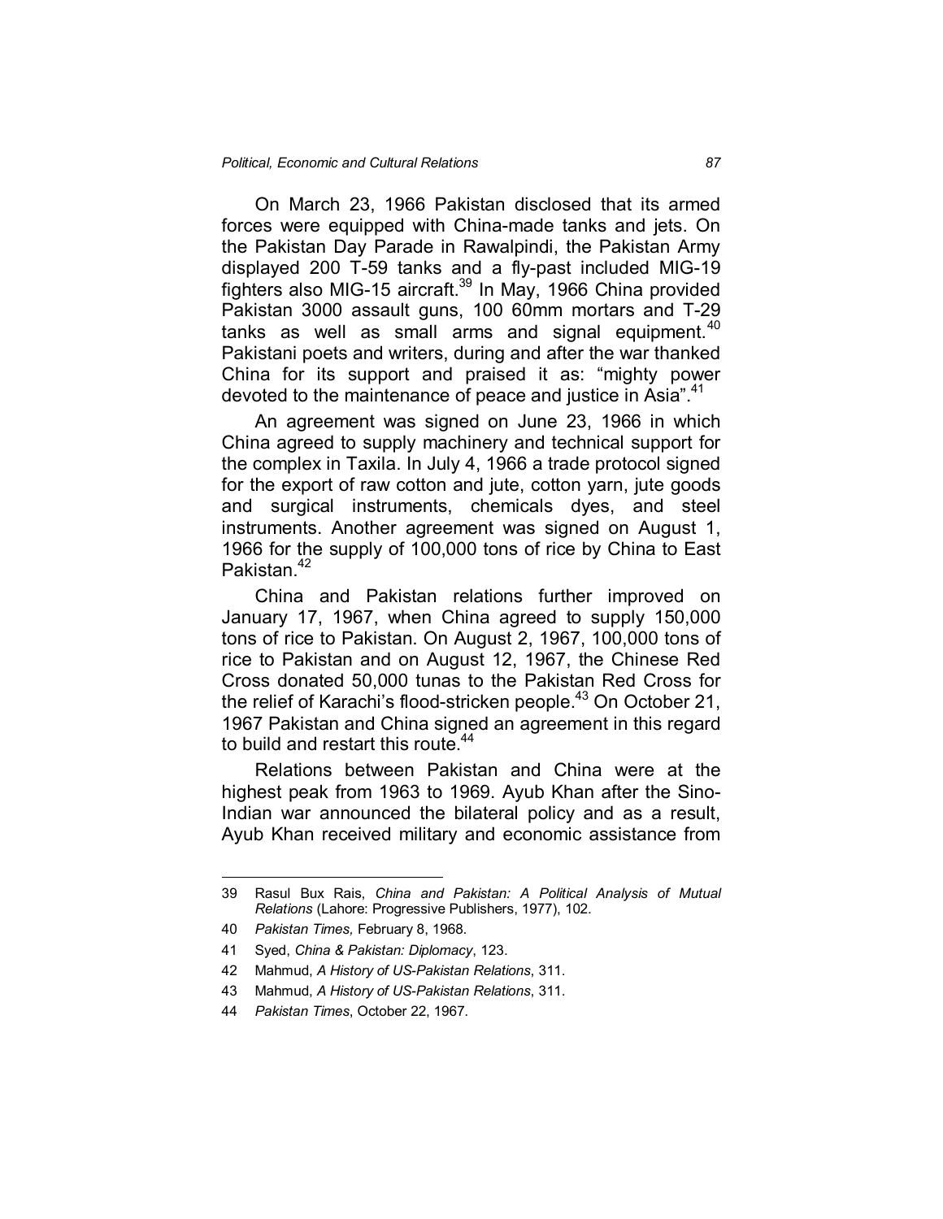On March 23, 1966 Pakistan disclosed that its armed forces were equipped with China-made tanks and jets. On the Pakistan Day Parade in Rawalpindi, the Pakistan Army displayed 200 T-59 tanks and a fly-past included MIG-19 fighters also MIG-15 aircraft.[39] In May, 1966 China provided Pakistan 3000 assault guns, 100 60mm mortars and T-29 tanks as well as small arms and signal equipment.[40] Pakistani poets and writers, during and after the war thanked China for its support and praised it as: "mighty power devoted to the maintenance of peace and justice in Asia".[41]

An agreement was signed on June 23, 1966 in which China agreed to supply machinery and technical support for the complex in Taxila. In July 4, 1966 a trade protocol signed for the export of raw cotton and jute, cotton yarn, jute goods and surgical instruments, chemicals dyes, and steel instruments. Another agreement was signed on August 1, 1966 for the supply of 100,000 tons of rice by China to East Pakistan.[42]

China and Pakistan relations further improved on January 17, 1967, when China agreed to supply 150,000 tons of rice to Pakistan. On August 2, 1967, 100,000 tons of rice to Pakistan and on August 12, 1967, the Chinese Red Cross donated 50,000 tunas to the Pakistan Red Cross for the relief of Karachi's flood-stricken people.[43] On October 21, 1967 Pakistan and China signed an agreement in this regard to build and restart this route.[44]

Relations between Pakistan and China were at the highest peak from 1963 to 1969. Ayub Khan after the Sino-Indian war announced the bilateral policy and as a result, Ayub Khan received military and economic assistance from

---

39 Rasul Bux Rais, *China and Pakistan: A Political Analysis of Mutual Relations* (Lahore: Progressive Publishers, 1977), 102.

40 *Pakistan Times,* February 8, 1968.

41 Syed, *China & Pakistan: Diplomacy*, 123.

42 Mahmud, *A History of US-Pakistan Relations*, 311.

43 Mahmud, *A History of US-Pakistan Relations*, 311.

44 *Pakistan Times*, October 22, 1967.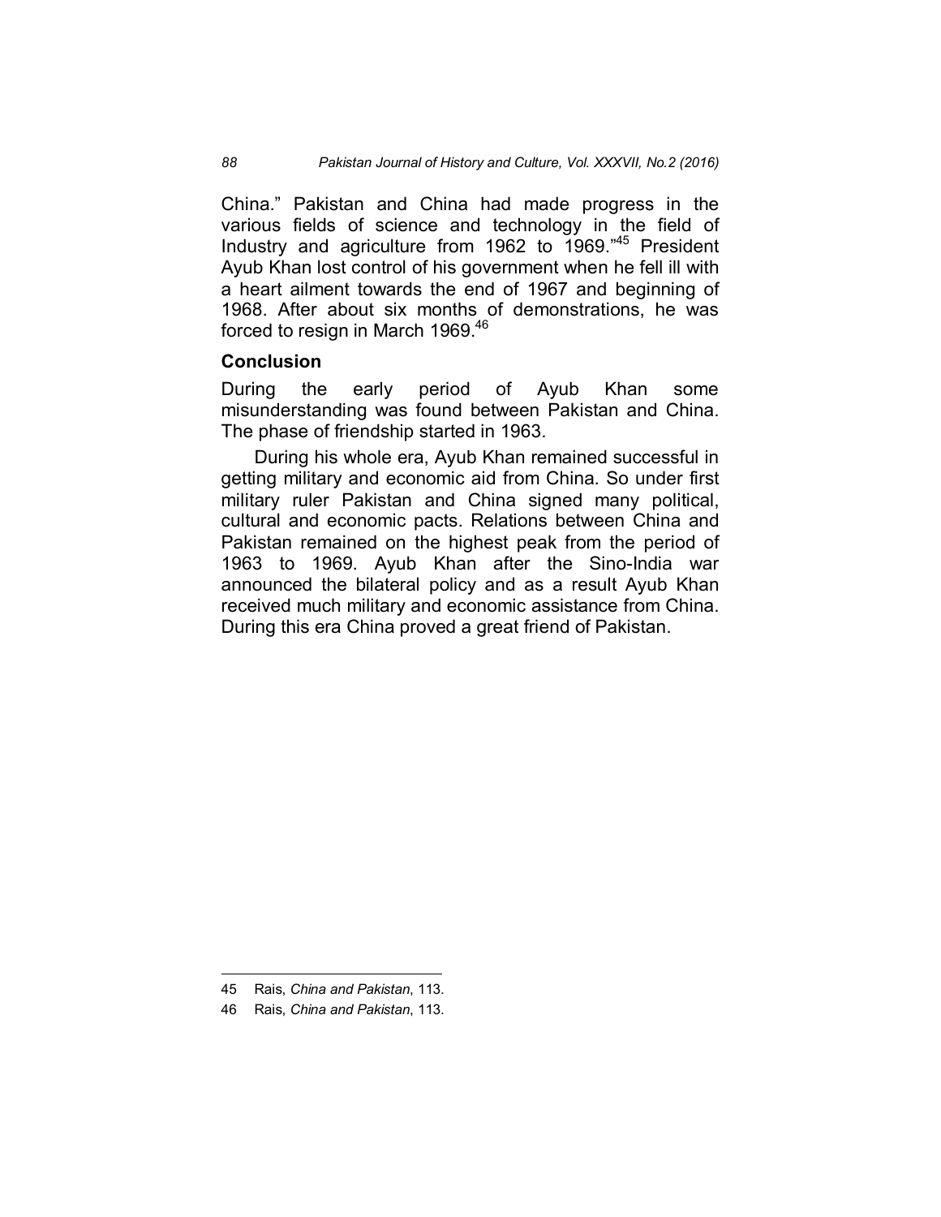China." Pakistan and China had made progress in the various fields of science and technology in the field of Industry and agriculture from 1962 to 1969."[45] President Ayub Khan lost control of his government when he fell ill with a heart ailment towards the end of 1967 and beginning of 1968. After about six months of demonstrations, he was forced to resign in March 1969.[46]

## Conclusion

During the early period of Ayub Khan some misunderstanding was found between Pakistan and China. The phase of friendship started in 1963.

During his whole era, Ayub Khan remained successful in getting military and economic aid from China. So under first military ruler Pakistan and China signed many political, cultural and economic pacts. Relations between China and Pakistan remained on the highest peak from the period of 1963 to 1969. Ayub Khan after the Sino-India war announced the bilateral policy and as a result Ayub Khan received much military and economic assistance from China. During this era China proved a great friend of Pakistan.

---

45 Rais, *China and Pakistan*, 113.

46 Rais, *China and Pakistan*, 113.